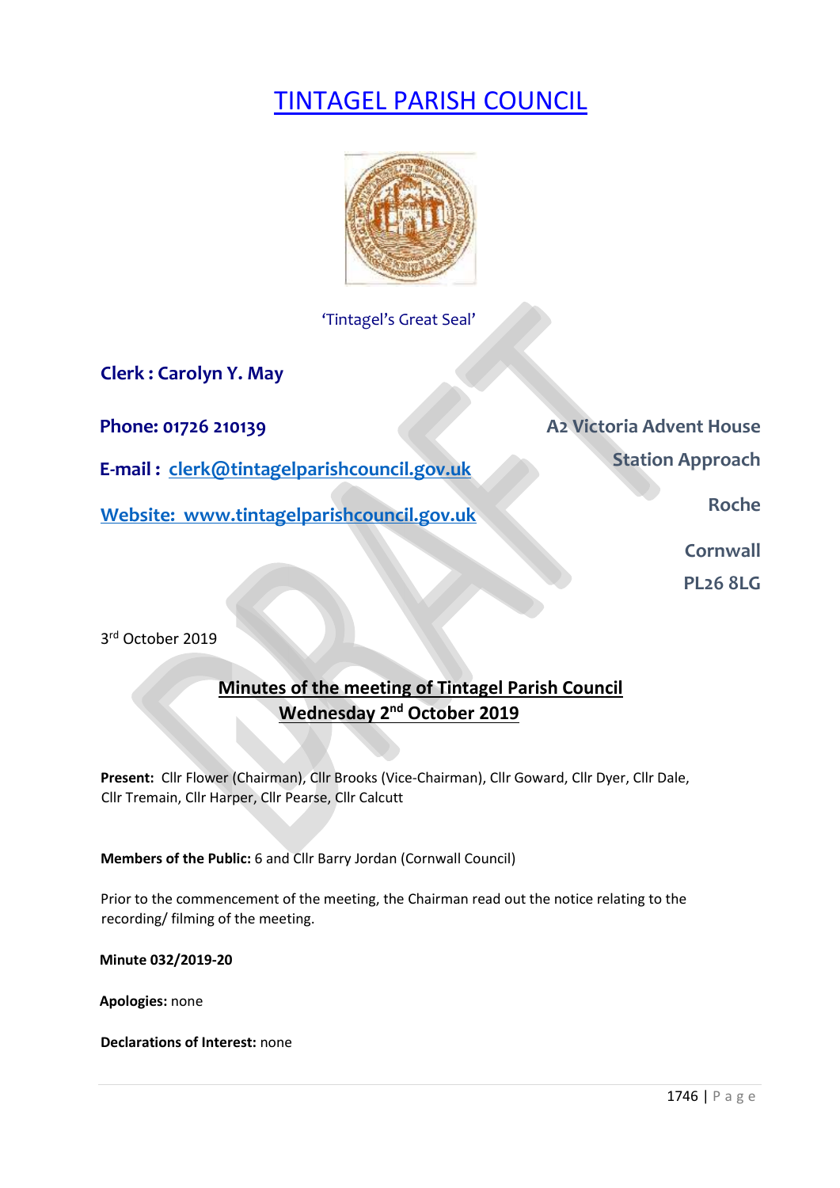# TINTAGEL PARISH COUNCIL

'Tintagel's Great Seal'

**Clerk : Carolyn Y. May**

**Phone: 01726 210139**

**E-mail : clerk@tintagelparishcouncil.gov.uk**

**Website: www.tintagelparishcouncil.gov.uk**

**A2 Victoria Advent House**
**Station Approach**
**Roche**
**Cornwall**
**PL26 8LG**

3rd October 2019

## Minutes of the meeting of Tintagel Parish Council
## Wednesday 2nd October 2019

**Present:** Cllr Flower (Chairman), Cllr Brooks (Vice-Chairman), Cllr Goward, Cllr Dyer, Cllr Dale, Cllr Tremain, Cllr Harper, Cllr Pearse, Cllr Calcutt

**Members of the Public:** 6 and Cllr Barry Jordan (Cornwall Council)

Prior to the commencement of the meeting, the Chairman read out the notice relating to the recording/ filming of the meeting.

**Minute 032/2019-20**

**Apologies:** none

**Declarations of Interest:** none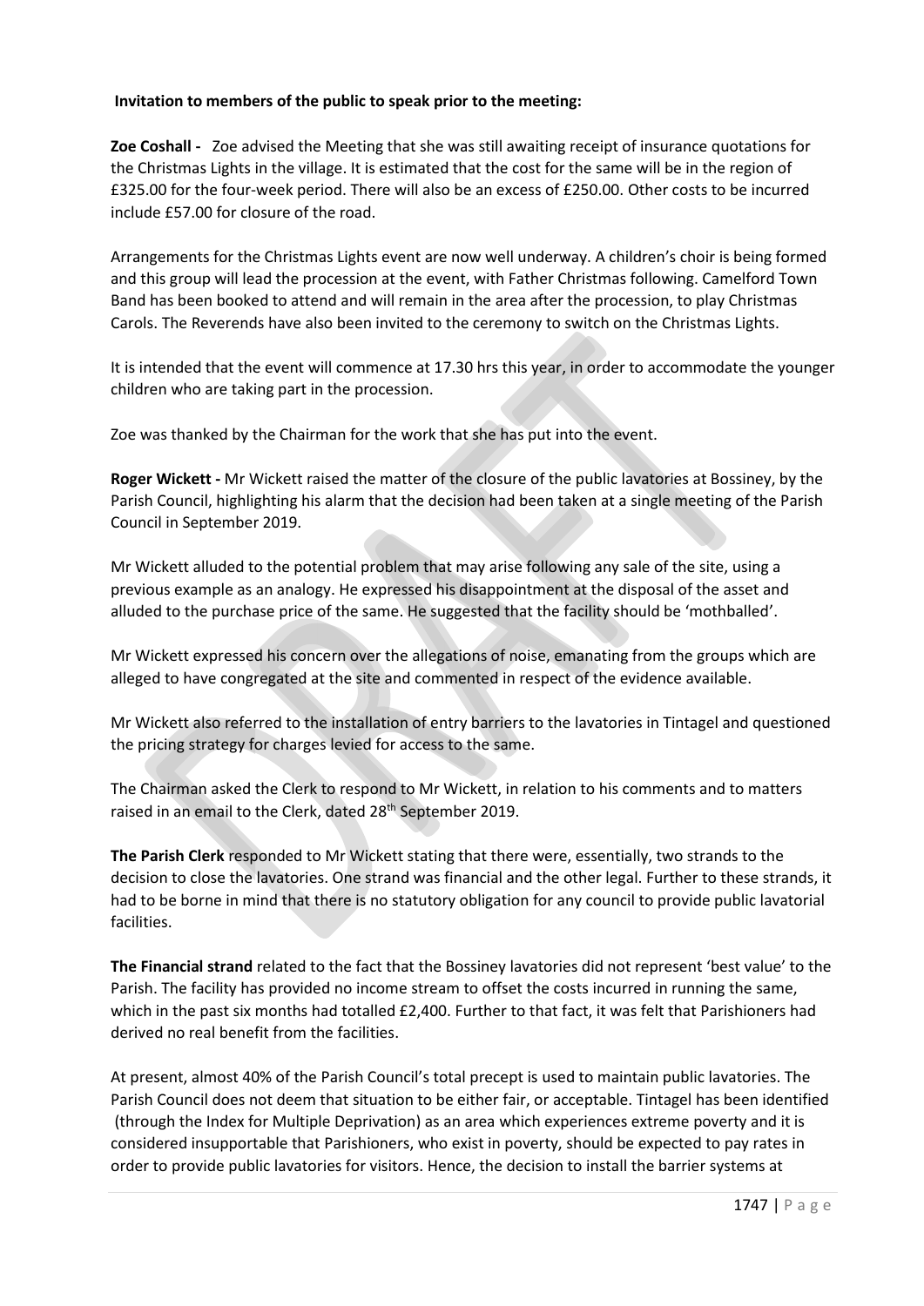**Invitation to members of the public to speak prior to the meeting:**

**Zoe Coshall -** Zoe advised the Meeting that she was still awaiting receipt of insurance quotations for the Christmas Lights in the village. It is estimated that the cost for the same will be in the region of £325.00 for the four-week period. There will also be an excess of £250.00. Other costs to be incurred include £57.00 for closure of the road.

Arrangements for the Christmas Lights event are now well underway. A children's choir is being formed and this group will lead the procession at the event, with Father Christmas following. Camelford Town Band has been booked to attend and will remain in the area after the procession, to play Christmas Carols. The Reverends have also been invited to the ceremony to switch on the Christmas Lights.

It is intended that the event will commence at 17.30 hrs this year, in order to accommodate the younger children who are taking part in the procession.

Zoe was thanked by the Chairman for the work that she has put into the event.

**Roger Wickett -** Mr Wickett raised the matter of the closure of the public lavatories at Bossiney, by the Parish Council, highlighting his alarm that the decision had been taken at a single meeting of the Parish Council in September 2019.

Mr Wickett alluded to the potential problem that may arise following any sale of the site, using a previous example as an analogy. He expressed his disappointment at the disposal of the asset and alluded to the purchase price of the same. He suggested that the facility should be 'mothballed'.

Mr Wickett expressed his concern over the allegations of noise, emanating from the groups which are alleged to have congregated at the site and commented in respect of the evidence available.

Mr Wickett also referred to the installation of entry barriers to the lavatories in Tintagel and questioned the pricing strategy for charges levied for access to the same.

The Chairman asked the Clerk to respond to Mr Wickett, in relation to his comments and to matters raised in an email to the Clerk, dated 28th September 2019.

**The Parish Clerk** responded to Mr Wickett stating that there were, essentially, two strands to the decision to close the lavatories. One strand was financial and the other legal. Further to these strands, it had to be borne in mind that there is no statutory obligation for any council to provide public lavatorial facilities.

**The Financial strand** related to the fact that the Bossiney lavatories did not represent 'best value' to the Parish. The facility has provided no income stream to offset the costs incurred in running the same, which in the past six months had totalled £2,400. Further to that fact, it was felt that Parishioners had derived no real benefit from the facilities.

At present, almost 40% of the Parish Council's total precept is used to maintain public lavatories. The Parish Council does not deem that situation to be either fair, or acceptable. Tintagel has been identified (through the Index for Multiple Deprivation) as an area which experiences extreme poverty and it is considered insupportable that Parishioners, who exist in poverty, should be expected to pay rates in order to provide public lavatories for visitors. Hence, the decision to install the barrier systems at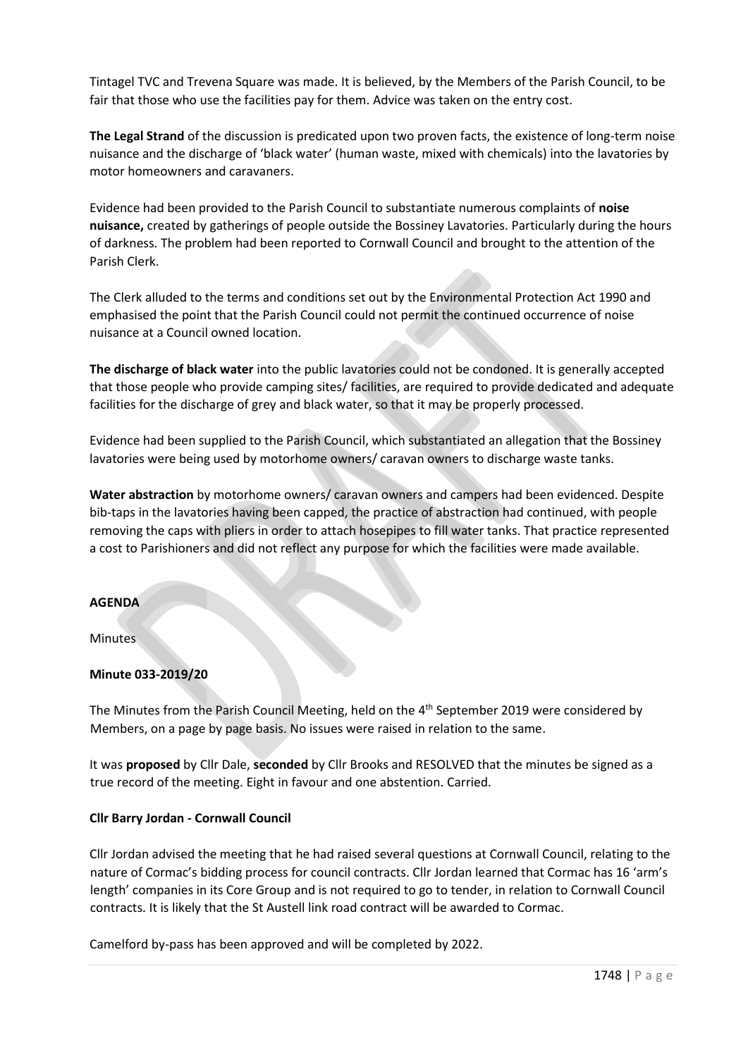Tintagel TVC and Trevena Square was made. It is believed, by the Members of the Parish Council, to be fair that those who use the facilities pay for them. Advice was taken on the entry cost.

**The Legal Strand** of the discussion is predicated upon two proven facts, the existence of long-term noise nuisance and the discharge of 'black water' (human waste, mixed with chemicals) into the lavatories by motor homeowners and caravaners.

Evidence had been provided to the Parish Council to substantiate numerous complaints of **noise nuisance,** created by gatherings of people outside the Bossiney Lavatories. Particularly during the hours of darkness. The problem had been reported to Cornwall Council and brought to the attention of the Parish Clerk.

The Clerk alluded to the terms and conditions set out by the Environmental Protection Act 1990 and emphasised the point that the Parish Council could not permit the continued occurrence of noise nuisance at a Council owned location.

**The discharge of black water** into the public lavatories could not be condoned. It is generally accepted that those people who provide camping sites/ facilities, are required to provide dedicated and adequate facilities for the discharge of grey and black water, so that it may be properly processed.

Evidence had been supplied to the Parish Council, which substantiated an allegation that the Bossiney lavatories were being used by motorhome owners/ caravan owners to discharge waste tanks.

**Water abstraction** by motorhome owners/ caravan owners and campers had been evidenced. Despite bib-taps in the lavatories having been capped, the practice of abstraction had continued, with people removing the caps with pliers in order to attach hosepipes to fill water tanks. That practice represented a cost to Parishioners and did not reflect any purpose for which the facilities were made available.

**AGENDA**

Minutes

**Minute 033-2019/20**

The Minutes from the Parish Council Meeting, held on the 4th September 2019 were considered by Members, on a page by page basis. No issues were raised in relation to the same.

It was **proposed** by Cllr Dale, **seconded** by Cllr Brooks and RESOLVED that the minutes be signed as a true record of the meeting. Eight in favour and one abstention. Carried.

**Cllr Barry Jordan - Cornwall Council**

Cllr Jordan advised the meeting that he had raised several questions at Cornwall Council, relating to the nature of Cormac's bidding process for council contracts. Cllr Jordan learned that Cormac has 16 'arm's length' companies in its Core Group and is not required to go to tender, in relation to Cornwall Council contracts. It is likely that the St Austell link road contract will be awarded to Cormac.

Camelford by-pass has been approved and will be completed by 2022.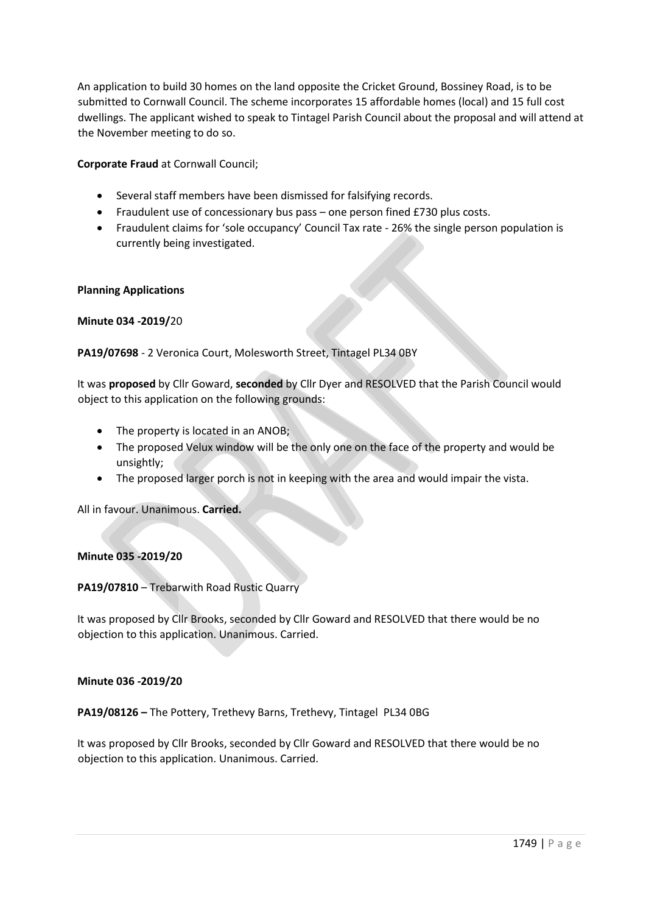An application to build 30 homes on the land opposite the Cricket Ground, Bossiney Road, is to be submitted to Cornwall Council. The scheme incorporates 15 affordable homes (local) and 15 full cost dwellings. The applicant wished to speak to Tintagel Parish Council about the proposal and will attend at the November meeting to do so.

**Corporate Fraud** at Cornwall Council;

- Several staff members have been dismissed for falsifying records.
- Fraudulent use of concessionary bus pass – one person fined £730 plus costs.
- Fraudulent claims for 'sole occupancy' Council Tax rate - 26% the single person population is currently being investigated.

**Planning Applications**

**Minute 034 -2019/**20

**PA19/07698** - 2 Veronica Court, Molesworth Street, Tintagel PL34 0BY

It was **proposed** by Cllr Goward, **seconded** by Cllr Dyer and RESOLVED that the Parish Council would object to this application on the following grounds:

- The property is located in an ANOB;
- The proposed Velux window will be the only one on the face of the property and would be unsightly;
- The proposed larger porch is not in keeping with the area and would impair the vista.

All in favour. Unanimous. **Carried.**

**Minute 035 -2019/20**

**PA19/07810** – Trebarwith Road Rustic Quarry

It was proposed by Cllr Brooks, seconded by Cllr Goward and RESOLVED that there would be no objection to this application. Unanimous. Carried.

**Minute 036 -2019/20**

**PA19/08126 –** The Pottery, Trethevy Barns, Trethevy, Tintagel PL34 0BG

It was proposed by Cllr Brooks, seconded by Cllr Goward and RESOLVED that there would be no objection to this application. Unanimous. Carried.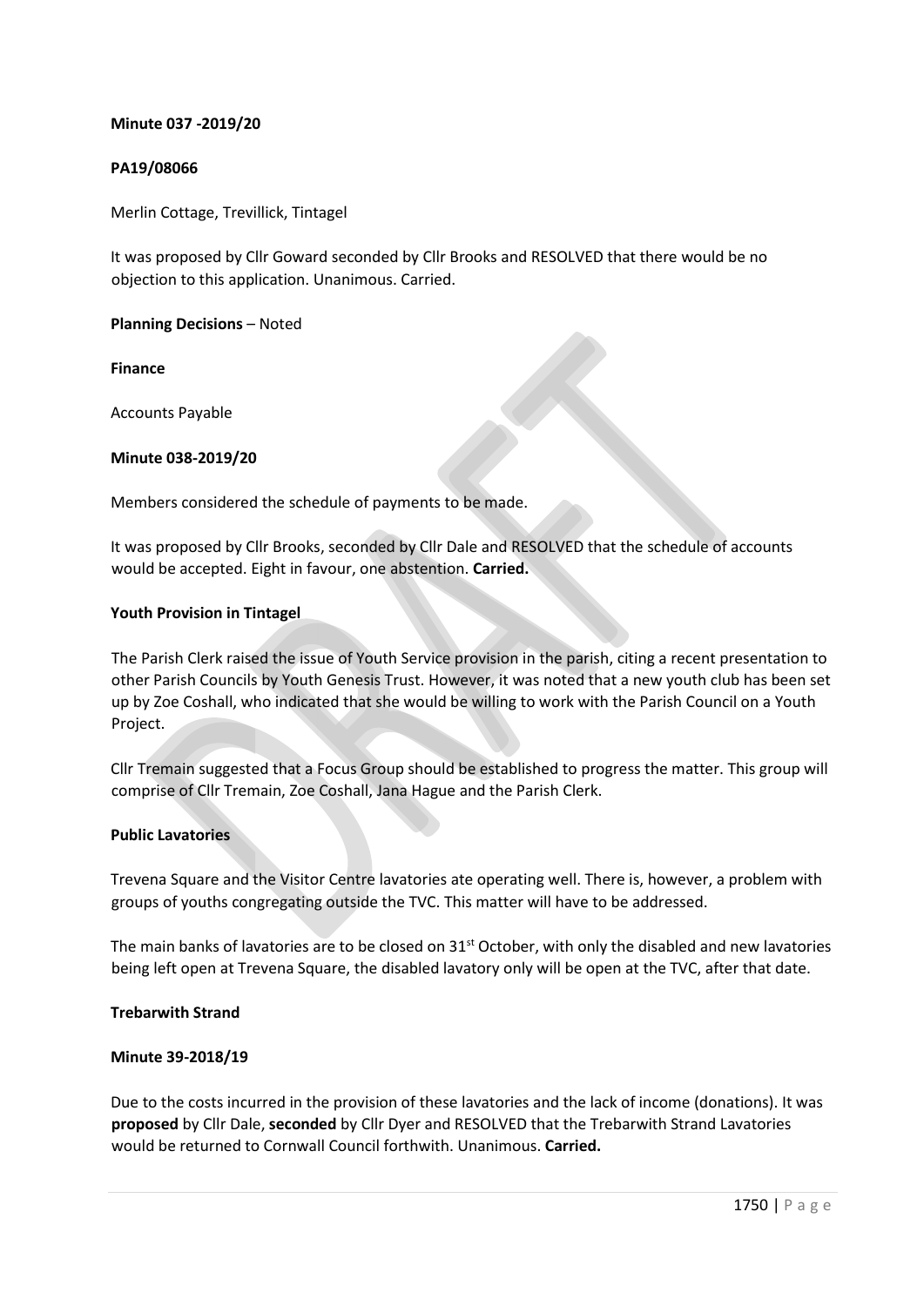**Minute 037 -2019/20**

**PA19/08066**

Merlin Cottage, Trevillick, Tintagel

It was proposed by Cllr Goward seconded by Cllr Brooks and RESOLVED that there would be no objection to this application. Unanimous. Carried.

**Planning Decisions** – Noted

**Finance**

Accounts Payable

**Minute 038-2019/20**

Members considered the schedule of payments to be made.

It was proposed by Cllr Brooks, seconded by Cllr Dale and RESOLVED that the schedule of accounts would be accepted. Eight in favour, one abstention. **Carried.**

**Youth Provision in Tintagel**

The Parish Clerk raised the issue of Youth Service provision in the parish, citing a recent presentation to other Parish Councils by Youth Genesis Trust. However, it was noted that a new youth club has been set up by Zoe Coshall, who indicated that she would be willing to work with the Parish Council on a Youth Project.

Cllr Tremain suggested that a Focus Group should be established to progress the matter. This group will comprise of Cllr Tremain, Zoe Coshall, Jana Hague and the Parish Clerk.

**Public Lavatories**

Trevena Square and the Visitor Centre lavatories ate operating well. There is, however, a problem with groups of youths congregating outside the TVC. This matter will have to be addressed.

The main banks of lavatories are to be closed on 31st October, with only the disabled and new lavatories being left open at Trevena Square, the disabled lavatory only will be open at the TVC, after that date.

**Trebarwith Strand**

**Minute 39-2018/19**

Due to the costs incurred in the provision of these lavatories and the lack of income (donations). It was **proposed** by Cllr Dale, **seconded** by Cllr Dyer and RESOLVED that the Trebarwith Strand Lavatories would be returned to Cornwall Council forthwith. Unanimous. **Carried.**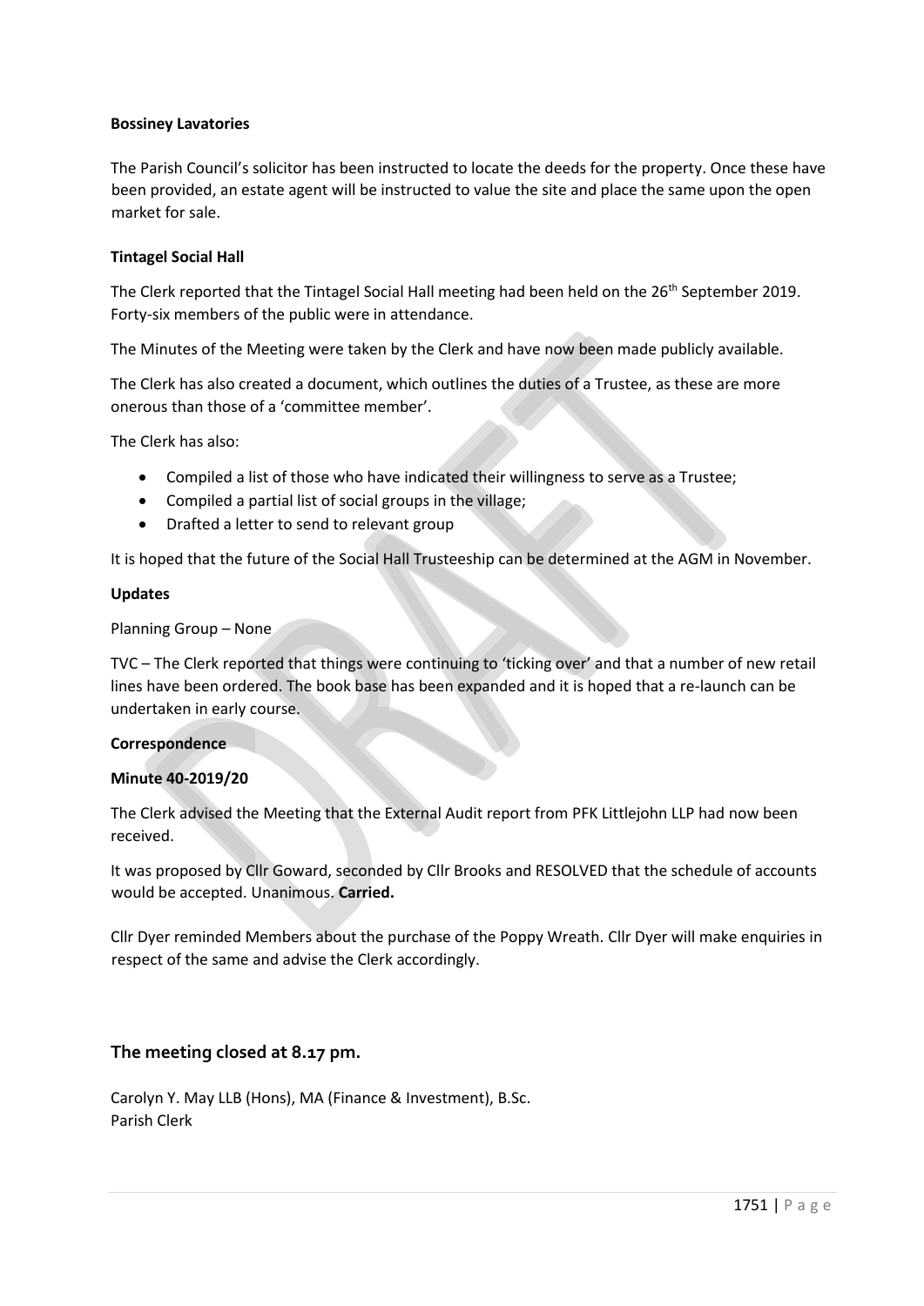**Bossiney Lavatories**

The Parish Council's solicitor has been instructed to locate the deeds for the property. Once these have been provided, an estate agent will be instructed to value the site and place the same upon the open market for sale.

**Tintagel Social Hall**

The Clerk reported that the Tintagel Social Hall meeting had been held on the 26th September 2019. Forty-six members of the public were in attendance.

The Minutes of the Meeting were taken by the Clerk and have now been made publicly available.

The Clerk has also created a document, which outlines the duties of a Trustee, as these are more onerous than those of a 'committee member'.

The Clerk has also:

- Compiled a list of those who have indicated their willingness to serve as a Trustee;
- Compiled a partial list of social groups in the village;
- Drafted a letter to send to relevant group

It is hoped that the future of the Social Hall Trusteeship can be determined at the AGM in November.

**Updates**

Planning Group – None

TVC – The Clerk reported that things were continuing to 'ticking over' and that a number of new retail lines have been ordered. The book base has been expanded and it is hoped that a re-launch can be undertaken in early course.

**Correspondence**

**Minute 40-2019/20**

The Clerk advised the Meeting that the External Audit report from PFK Littlejohn LLP had now been received.

It was proposed by Cllr Goward, seconded by Cllr Brooks and RESOLVED that the schedule of accounts would be accepted. Unanimous. **Carried.**

Cllr Dyer reminded Members about the purchase of the Poppy Wreath. Cllr Dyer will make enquiries in respect of the same and advise the Clerk accordingly.

## The meeting closed at 8.17 pm.

Carolyn Y. May LLB (Hons), MA (Finance & Investment), B.Sc.
Parish Clerk